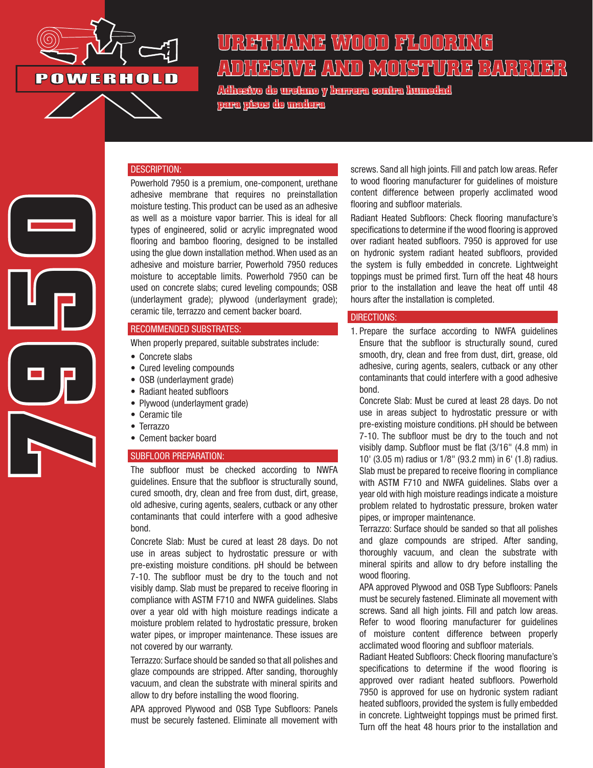POWERHOLD

# URETHANE WOOD FLOORING ADHESIVE AND MOISTURE BARRIER

**Adhesivo de uretano y barrera contra humedad para pisos de madera**

7950

## DESCRIPTION:

Powerhold 7950 is a premium, one-component, urethane adhesive membrane that requires no preinstallation moisture testing. This product can be used as an adhesive as well as a moisture vapor barrier. This is ideal for all types of engineered, solid or acrylic impregnated wood flooring and bamboo flooring, designed to be installed using the glue down installation method. When used as an adhesive and moisture barrier, Powerhold 7950 reduces moisture to acceptable limits. Powerhold 7950 can be used on concrete slabs; cured leveling compounds; OSB (underlayment grade); plywood (underlayment grade); ceramic tile, terrazzo and cement backer board.

## RECOMMENDED SUBSTRATES:

When properly prepared, suitable substrates include:

- Concrete slabs
- Cured leveling compounds
- OSB (underlayment grade)
- Radiant heated subfloors
- Plywood (underlayment grade)
- Ceramic tile
- Terrazzo
- Cement backer board

## SUBFLOOR PREPARATION:

The subfloor must be checked according to NWFA guidelines. Ensure that the subfloor is structurally sound, cured smooth, dry, clean and free from dust, dirt, grease, old adhesive, curing agents, sealers, cutback or any other contaminants that could interfere with a good adhesive bond.

Concrete Slab: Must be cured at least 28 days. Do not use in areas subject to hydrostatic pressure or with pre-existing moisture conditions. pH should be between 7-10. The subfloor must be dry to the touch and not visibly damp. Slab must be prepared to receive flooring in compliance with ASTM F710 and NWFA guidelines. Slabs over a year old with high moisture readings indicate a moisture problem related to hydrostatic pressure, broken water pipes, or improper maintenance. These issues are not covered by our warranty.

Terrazzo: Surface should be sanded so that all polishes and glaze compounds are stripped. After sanding, thoroughly vacuum, and clean the substrate with mineral spirits and allow to dry before installing the wood flooring.

APA approved Plywood and OSB Type Subfloors: Panels must be securely fastened. Eliminate all movement with screws. Sand all high joints. Fill and patch low areas. Refer to wood flooring manufacturer for guidelines of moisture content difference between properly acclimated wood flooring and subfloor materials.

Radiant Heated Subfloors: Check flooring manufacture's specifications to determine if the wood flooring is approved over radiant heated subfloors. 7950 is approved for use on hydronic system radiant heated subfloors, provided the system is fully embedded in concrete. Lightweight toppings must be primed first. Turn off the heat 48 hours prior to the installation and leave the heat off until 48 hours after the installation is completed.

## DIRECTIONS:

1. Prepare the surface according to NWFA guidelines Ensure that the subfloor is structurally sound, cured smooth, dry, clean and free from dust, dirt, grease, old adhesive, curing agents, sealers, cutback or any other contaminants that could interfere with a good adhesive bond.

   Concrete Slab: Must be cured at least 28 days. Do not use in areas subject to hydrostatic pressure or with pre-existing moisture conditions. pH should be between 7-10. The subfloor must be dry to the touch and not visibly damp. Subfloor must be flat (3/16" (4.8 mm) in 10' (3.05 m) radius or 1/8" (93.2 mm) in 6' (1.8) radius. Slab must be prepared to receive flooring in compliance with ASTM F710 and NWFA guidelines. Slabs over a year old with high moisture readings indicate a moisture problem related to hydrostatic pressure, broken water pipes, or improper maintenance.

   Terrazzo: Surface should be sanded so that all polishes and glaze compounds are striped. After sanding, thoroughly vacuum, and clean the substrate with mineral spirits and allow to dry before installing the wood flooring.

   APA approved Plywood and OSB Type Subfloors: Panels must be securely fastened. Eliminate all movement with screws. Sand all high joints. Fill and patch low areas. Refer to wood flooring manufacturer for guidelines of moisture content difference between properly acclimated wood flooring and subfloor materials.

   Radiant Heated Subfloors: Check flooring manufacture's specifications to determine if the wood flooring is approved over radiant heated subfloors. Powerhold 7950 is approved for use on hydronic system radiant heated subfloors, provided the system is fully embedded in concrete. Lightweight toppings must be primed first. Turn off the heat 48 hours prior to the installation and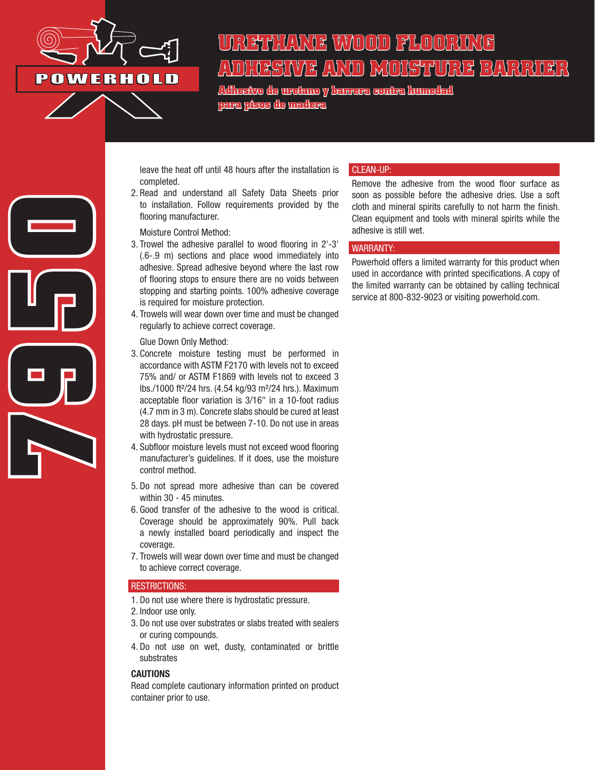# URETHANE WOOD FLOORING ADHESIVE AND MOISTURE BARRIER

**Adhesivo de uretano y barrera contra humedad para pisos de madera**

leave the heat off until 48 hours after the installation is completed.

2. Read and understand all Safety Data Sheets prior to installation. Follow requirements provided by the flooring manufacturer.

Moisture Control Method:

3. Trowel the adhesive parallel to wood flooring in 2'-3' (.6-.9 m) sections and place wood immediately into adhesive. Spread adhesive beyond where the last row of flooring stops to ensure there are no voids between stopping and starting points. 100% adhesive coverage is required for moisture protection.
4. Trowels will wear down over time and must be changed regularly to achieve correct coverage.

Glue Down Only Method:

3. Concrete moisture testing must be performed in accordance with ASTM F2170 with levels not to exceed 75% and/ or ASTM F1869 with levels not to exceed 3 lbs./1000 ft²/24 hrs. (4.54 kg/93 m²/24 hrs.). Maximum acceptable floor variation is 3/16" in a 10-foot radius (4.7 mm in 3 m). Concrete slabs should be cured at least 28 days. pH must be between 7-10. Do not use in areas with hydrostatic pressure.
4. Subfloor moisture levels must not exceed wood flooring manufacturer's guidelines. If it does, use the moisture control method.
5. Do not spread more adhesive than can be covered within 30 - 45 minutes.
6. Good transfer of the adhesive to the wood is critical. Coverage should be approximately 90%. Pull back a newly installed board periodically and inspect the coverage.
7. Trowels will wear down over time and must be changed to achieve correct coverage.

## RESTRICTIONS:

1. Do not use where there is hydrostatic pressure.
2. Indoor use only.
3. Do not use over substrates or slabs treated with sealers or curing compounds.
4. Do not use on wet, dusty, contaminated or brittle substrates

### CAUTIONS

Read complete cautionary information printed on product container prior to use.

## CLEAN-UP:

Remove the adhesive from the wood floor surface as soon as possible before the adhesive dries. Use a soft cloth and mineral spirits carefully to not harm the finish. Clean equipment and tools with mineral spirits while the adhesive is still wet.

## WARRANTY:

Powerhold offers a limited warranty for this product when used in accordance with printed specifications. A copy of the limited warranty can be obtained by calling technical service at 800-832-9023 or visiting powerhold.com.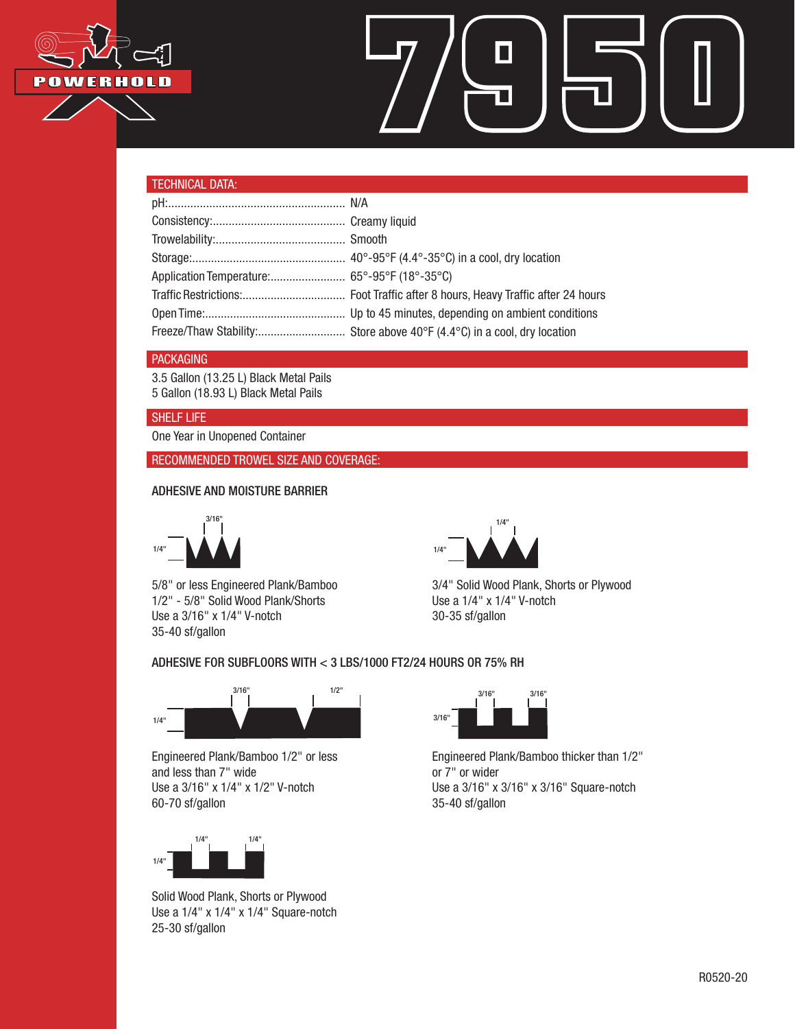# 7950

## TECHNICAL DATA:

| | |
|---|---|
| pH: | N/A |
| Consistency: | Creamy liquid |
| Trowelability: | Smooth |
| Storage: | 40°-95°F (4.4°-35°C) in a cool, dry location |
| Application Temperature: | 65°-95°F (18°-35°C) |
| Traffic Restrictions: | Foot Traffic after 8 hours, Heavy Traffic after 24 hours |
| Open Time: | Up to 45 minutes, depending on ambient conditions |
| Freeze/Thaw Stability: | Store above 40°F (4.4°C) in a cool, dry location |

## PACKAGING

3.5 Gallon (13.25 L) Black Metal Pails
5 Gallon (18.93 L) Black Metal Pails

## SHELF LIFE

One Year in Unopened Container

## RECOMMENDED TROWEL SIZE AND COVERAGE:

### ADHESIVE AND MOISTURE BARRIER

3/16"
1/4"

5/8" or less Engineered Plank/Bamboo
1/2" - 5/8" Solid Wood Plank/Shorts
Use a 3/16" x 1/4" V-notch
35-40 sf/gallon

1/4"
1/4"

3/4" Solid Wood Plank, Shorts or Plywood
Use a 1/4" x 1/4" V-notch
30-35 sf/gallon

### ADHESIVE FOR SUBFLOORS WITH < 3 LBS/1000 FT2/24 HOURS OR 75% RH

3/16"
1/2"
1/4"

Engineered Plank/Bamboo 1/2" or less
and less than 7" wide
Use a 3/16" x 1/4" x 1/2" V-notch
60-70 sf/gallon

3/16"
3/16"
3/16"

Engineered Plank/Bamboo thicker than 1/2"
or 7" or wider
Use a 3/16" x 3/16" x 3/16" Square-notch
35-40 sf/gallon

1/4"
1/4"
1/4"

Solid Wood Plank, Shorts or Plywood
Use a 1/4" x 1/4" x 1/4" Square-notch
25-30 sf/gallon

R0520-20